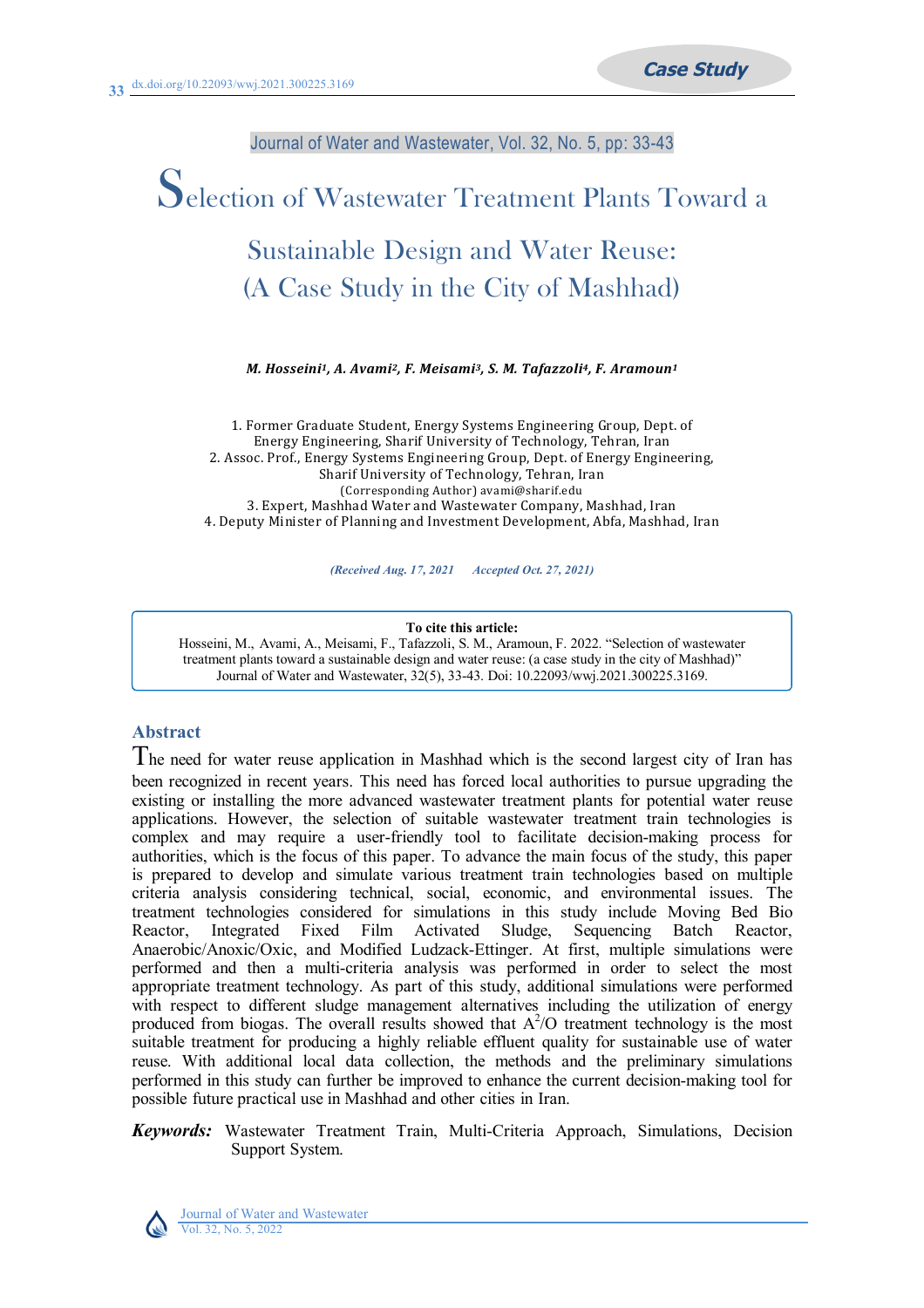Case Study

Journal of Water and Wastewater, Vol. 32, No. 5, pp: 33-43

# Selection of Wastewater Treatment Plants Toward a Sustainable Design and Water Reuse: (A Case Study in the City of Mashhad)

***M. Hosseini[1], A. Avami[2], F. Meisami[3], S. M. Tafazzoli[4], F. Aramoun[1]***

1. Former Graduate Student, Energy Systems Engineering Group, Dept. of Energy Engineering, Sharif University of Technology, Tehran, Iran
2. Assoc. Prof., Energy Systems Engineering Group, Dept. of Energy Engineering, Sharif University of Technology, Tehran, Iran (Corresponding Author) avami@sharif.edu
3. Expert, Mashhad Water and Wastewater Company, Mashhad, Iran
4. Deputy Minister of Planning and Investment Development, Abfa, Mashhad, Iran

*(Received Aug. 17, 2021 Accepted Oct. 27, 2021)*

**To cite this article:**
Hosseini, M., Avami, A., Meisami, F., Tafazzoli, S. M., Aramoun, F. 2022. "Selection of wastewater treatment plants toward a sustainable design and water reuse: (a case study in the city of Mashhad)" Journal of Water and Wastewater, 32(5), 33-43. Doi: 10.22093/wwj.2021.300225.3169.

## Abstract

The need for water reuse application in Mashhad which is the second largest city of Iran has been recognized in recent years. This need has forced local authorities to pursue upgrading the existing or installing the more advanced wastewater treatment plants for potential water reuse applications. However, the selection of suitable wastewater treatment train technologies is complex and may require a user-friendly tool to facilitate decision-making process for authorities, which is the focus of this paper. To advance the main focus of the study, this paper is prepared to develop and simulate various treatment train technologies based on multiple criteria analysis considering technical, social, economic, and environmental issues. The treatment technologies considered for simulations in this study include Moving Bed Bio Reactor, Integrated Fixed Film Activated Sludge, Sequencing Batch Reactor, Anaerobic/Anoxic/Oxic, and Modified Ludzack-Ettinger. At first, multiple simulations were performed and then a multi-criteria analysis was performed in order to select the most appropriate treatment technology. As part of this study, additional simulations were performed with respect to different sludge management alternatives including the utilization of energy produced from biogas. The overall results showed that $A^2/O$ treatment technology is the most suitable treatment for producing a highly reliable effluent quality for sustainable use of water reuse. With additional local data collection, the methods and the preliminary simulations performed in this study can further be improved to enhance the current decision-making tool for possible future practical use in Mashhad and other cities in Iran.

***Keywords:*** Wastewater Treatment Train, Multi-Criteria Approach, Simulations, Decision Support System.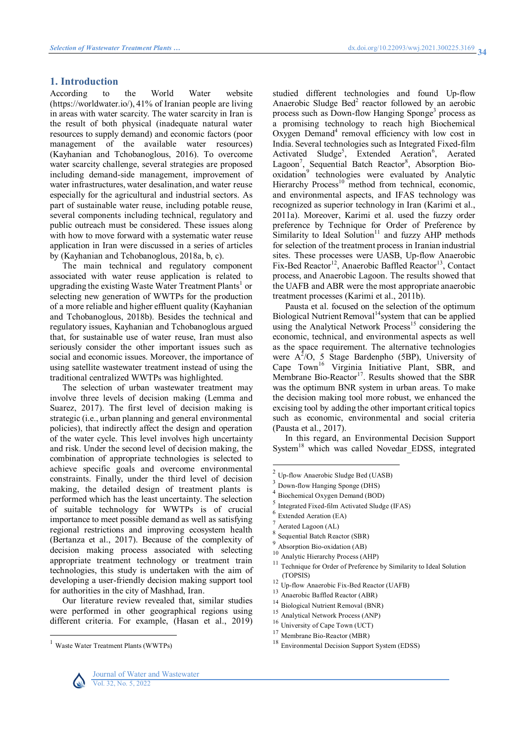## 1. Introduction

According to the World Water website (https://worldwater.io/), 41% of Iranian people are living in areas with water scarcity. The water scarcity in Iran is the result of both physical (inadequate natural water resources to supply demand) and economic factors (poor management of the available water resources) (Kayhanian and Tchobanoglous, 2016). To overcome water scarcity challenge, several strategies are proposed including demand-side management, improvement of water infrastructures, water desalination, and water reuse especially for the agricultural and industrial sectors. As part of sustainable water reuse, including potable reuse, several components including technical, regulatory and public outreach must be considered. These issues along with how to move forward with a systematic water reuse application in Iran were discussed in a series of articles by (Kayhanian and Tchobanoglous, 2018a, b, c).

The main technical and regulatory component associated with water reuse application is related to upgrading the existing Waste Water Treatment Plants[1] or selecting new generation of WWTPs for the production of a more reliable and higher effluent quality (Kayhanian and Tchobanoglous, 2018b). Besides the technical and regulatory issues, Kayhanian and Tchobanoglous argued that, for sustainable use of water reuse, Iran must also seriously consider the other important issues such as social and economic issues. Moreover, the importance of using satellite wastewater treatment instead of using the traditional centralized WWTPs was highlighted.

The selection of urban wastewater treatment may involve three levels of decision making (Lemma and Suarez, 2017). The first level of decision making is strategic (i.e., urban planning and general environmental policies), that indirectly affect the design and operation of the water cycle. This level involves high uncertainty and risk. Under the second level of decision making, the combination of appropriate technologies is selected to achieve specific goals and overcome environmental constraints. Finally, under the third level of decision making, the detailed design of treatment plants is performed which has the least uncertainty. The selection of suitable technology for WWTPs is of crucial importance to meet possible demand as well as satisfying regional restrictions and improving ecosystem health (Bertanza et al., 2017). Because of the complexity of decision making process associated with selecting appropriate treatment technology or treatment train technologies, this study is undertaken with the aim of developing a user-friendly decision making support tool for authorities in the city of Mashhad, Iran.

Our literature review revealed that, similar studies were performed in other geographical regions using different criteria. For example, (Hasan et al., 2019) studied different technologies and found Up-flow Anaerobic Sludge Bed[2] reactor followed by an aerobic process such as Down-flow Hanging Sponge[3] process as a promising technology to reach high Biochemical Oxygen Demand[4] removal efficiency with low cost in India. Several technologies such as Integrated Fixed-film Activated Sludge[5], Extended Aeration[6], Aerated Lagoon[7], Sequential Batch Reactor[8], Absorption Bio-oxidation[9] technologies were evaluated by Analytic Hierarchy Process[10] method from technical, economic, and environmental aspects, and IFAS technology was recognized as superior technology in Iran (Karimi et al., 2011a). Moreover, Karimi et al. used the fuzzy order preference by Technique for Order of Preference by Similarity to Ideal Solution[11] and fuzzy AHP methods for selection of the treatment process in Iranian industrial sites. These processes were UASB, Up-flow Anaerobic Fix-Bed Reactor[12], Anaerobic Baffled Reactor[13], Contact process, and Anaerobic Lagoon. The results showed that the UAFB and ABR were the most appropriate anaerobic treatment processes (Karimi et al., 2011b).

Pausta et al. focused on the selection of the optimum Biological Nutrient Removal[14] system that can be applied using the Analytical Network Process[15] considering the economic, technical, and environmental aspects as well as the space requirement. The alternative technologies were $A^2/O$, 5 Stage Bardenpho (5BP), University of Cape Town[16] Virginia Initiative Plant, SBR, and Membrane Bio-Reactor[17]. Results showed that the SBR was the optimum BNR system in urban areas. To make the decision making tool more robust, we enhanced the excising tool by adding the other important critical topics such as economic, environmental and social criteria (Pausta et al., 2017).

In this regard, an Environmental Decision Support System[18] which was called Novedar_EDSS, integrated

---

[1] Waste Water Treatment Plants (WWTPs)

[2] Up-flow Anaerobic Sludge Bed (UASB)

[3] Down-flow Hanging Sponge (DHS)

[4] Biochemical Oxygen Demand (BOD)

[5] Integrated Fixed-film Activated Sludge (IFAS)

[6] Extended Aeration (EA)

[7] Aerated Lagoon (AL)

[8] Sequential Batch Reactor (SBR)

[9] Absorption Bio-oxidation (AB)

[10] Analytic Hierarchy Process (AHP)

[11] Technique for Order of Preference by Similarity to Ideal Solution (TOPSIS)

[12] Up-flow Anaerobic Fix-Bed Reactor (UAFB)

[13] Anaerobic Baffled Reactor (ABR)

[14] Biological Nutrient Removal (BNR)

[15] Analytical Network Process (ANP)

[16] University of Cape Town (UCT)

[17] Membrane Bio-Reactor (MBR)

[18] Environmental Decision Support System (EDSS)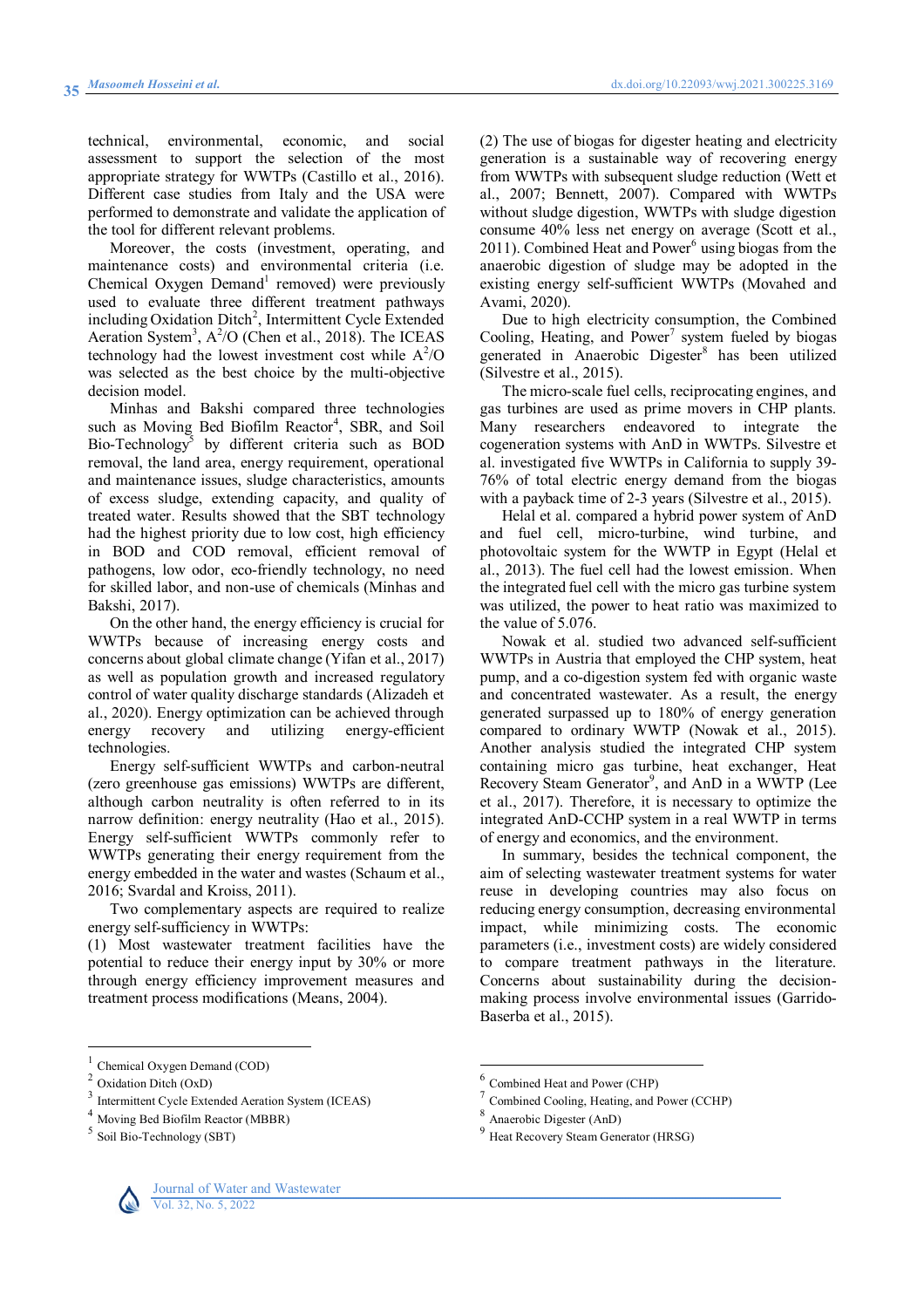technical, environmental, economic, and social assessment to support the selection of the most appropriate strategy for WWTPs (Castillo et al., 2016). Different case studies from Italy and the USA were performed to demonstrate and validate the application of the tool for different relevant problems.

Moreover, the costs (investment, operating, and maintenance costs) and environmental criteria (i.e. Chemical Oxygen Demand[1] removed) were previously used to evaluate three different treatment pathways including Oxidation Ditch[2], Intermittent Cycle Extended Aeration System[3], $A^2/O$ (Chen et al., 2018). The ICEAS technology had the lowest investment cost while $A^2/O$ was selected as the best choice by the multi-objective decision model.

Minhas and Bakshi compared three technologies such as Moving Bed Biofilm Reactor[4], SBR, and Soil Bio-Technology[5] by different criteria such as BOD removal, the land area, energy requirement, operational and maintenance issues, sludge characteristics, amounts of excess sludge, extending capacity, and quality of treated water. Results showed that the SBT technology had the highest priority due to low cost, high efficiency in BOD and COD removal, efficient removal of pathogens, low odor, eco-friendly technology, no need for skilled labor, and non-use of chemicals (Minhas and Bakshi, 2017).

On the other hand, the energy efficiency is crucial for WWTPs because of increasing energy costs and concerns about global climate change (Yifan et al., 2017) as well as population growth and increased regulatory control of water quality discharge standards (Alizadeh et al., 2020). Energy optimization can be achieved through energy recovery and utilizing energy-efficient technologies.

Energy self-sufficient WWTPs and carbon-neutral (zero greenhouse gas emissions) WWTPs are different, although carbon neutrality is often referred to in its narrow definition: energy neutrality (Hao et al., 2015). Energy self-sufficient WWTPs commonly refer to WWTPs generating their energy requirement from the energy embedded in the water and wastes (Schaum et al., 2016; Svardal and Kroiss, 2011).

Two complementary aspects are required to realize energy self-sufficiency in WWTPs:

(1) Most wastewater treatment facilities have the potential to reduce their energy input by 30% or more through energy efficiency improvement measures and treatment process modifications (Means, 2004).

(2) The use of biogas for digester heating and electricity generation is a sustainable way of recovering energy from WWTPs with subsequent sludge reduction (Wett et al., 2007; Bennett, 2007). Compared with WWTPs without sludge digestion, WWTPs with sludge digestion consume 40% less net energy on average (Scott et al., 2011). Combined Heat and Power[6] using biogas from the anaerobic digestion of sludge may be adopted in the existing energy self-sufficient WWTPs (Movahed and Avami, 2020).

Due to high electricity consumption, the Combined Cooling, Heating, and Power[7] system fueled by biogas generated in Anaerobic Digester[8] has been utilized (Silvestre et al., 2015).

The micro-scale fuel cells, reciprocating engines, and gas turbines are used as prime movers in CHP plants. Many researchers endeavored to integrate the cogeneration systems with AnD in WWTPs. Silvestre et al. investigated five WWTPs in California to supply 39-76% of total electric energy demand from the biogas with a payback time of 2-3 years (Silvestre et al., 2015).

Helal et al. compared a hybrid power system of AnD and fuel cell, micro-turbine, wind turbine, and photovoltaic system for the WWTP in Egypt (Helal et al., 2013). The fuel cell had the lowest emission. When the integrated fuel cell with the micro gas turbine system was utilized, the power to heat ratio was maximized to the value of 5.076.

Nowak et al. studied two advanced self-sufficient WWTPs in Austria that employed the CHP system, heat pump, and a co-digestion system fed with organic waste and concentrated wastewater. As a result, the energy generated surpassed up to 180% of energy generation compared to ordinary WWTP (Nowak et al., 2015). Another analysis studied the integrated CHP system containing micro gas turbine, heat exchanger, Heat Recovery Steam Generator[9], and AnD in a WWTP (Lee et al., 2017). Therefore, it is necessary to optimize the integrated AnD-CCHP system in a real WWTP in terms of energy and economics, and the environment.

In summary, besides the technical component, the aim of selecting wastewater treatment systems for water reuse in developing countries may also focus on reducing energy consumption, decreasing environmental impact, while minimizing costs. The economic parameters (i.e., investment costs) are widely considered to compare treatment pathways in the literature. Concerns about sustainability during the decision-making process involve environmental issues (Garrido-Baserba et al., 2015).

---

[1] Chemical Oxygen Demand (COD)

[2] Oxidation Ditch (OxD)

[3] Intermittent Cycle Extended Aeration System (ICEAS)

[4] Moving Bed Biofilm Reactor (MBBR)

[5] Soil Bio-Technology (SBT)

[6] Combined Heat and Power (CHP)

[7] Combined Cooling, Heating, and Power (CCHP)

[8] Anaerobic Digester (AnD)

[9] Heat Recovery Steam Generator (HRSG)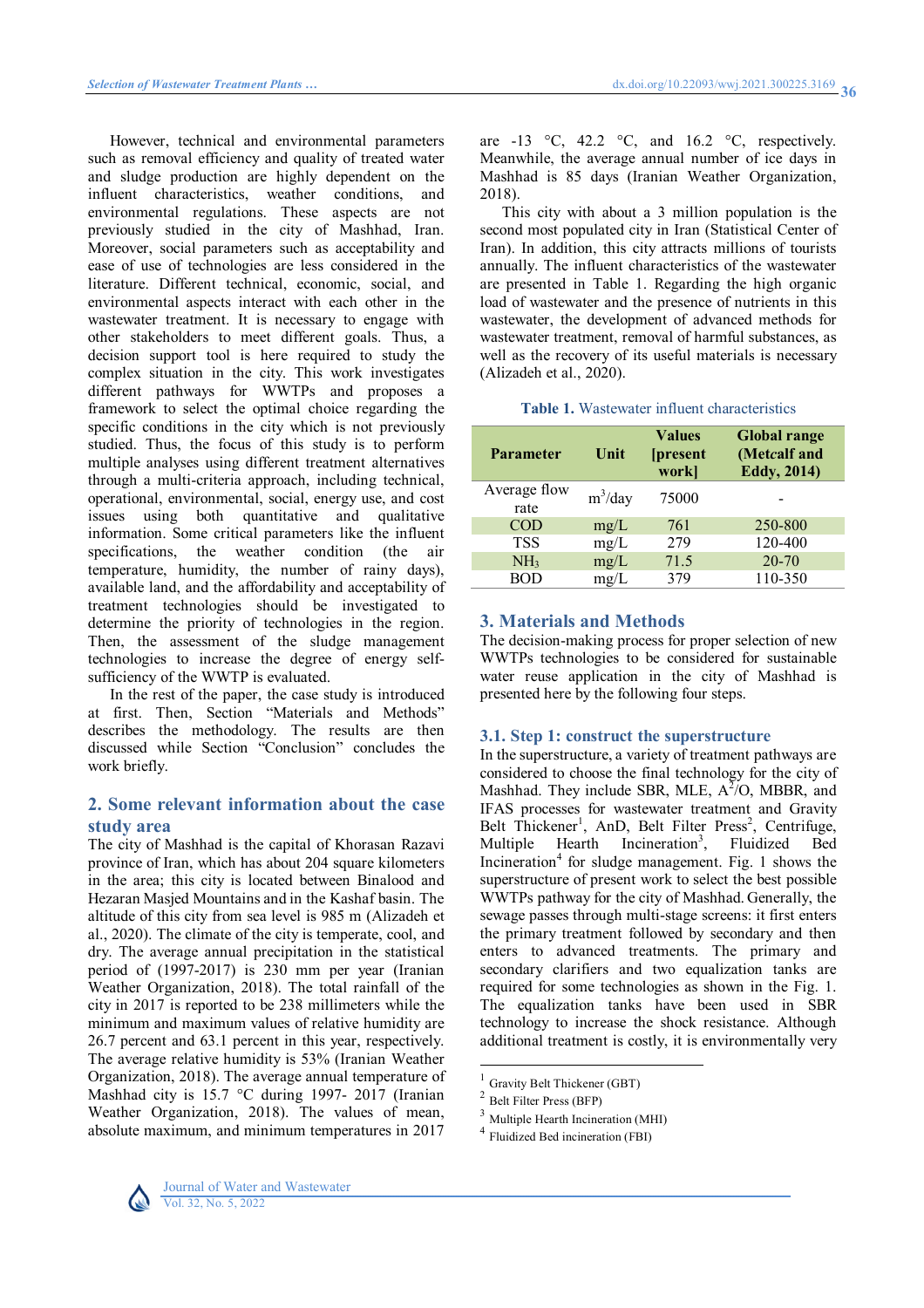However, technical and environmental parameters such as removal efficiency and quality of treated water and sludge production are highly dependent on the influent characteristics, weather conditions, and environmental regulations. These aspects are not previously studied in the city of Mashhad, Iran. Moreover, social parameters such as acceptability and ease of use of technologies are less considered in the literature. Different technical, economic, social, and environmental aspects interact with each other in the wastewater treatment. It is necessary to engage with other stakeholders to meet different goals. Thus, a decision support tool is here required to study the complex situation in the city. This work investigates different pathways for WWTPs and proposes a framework to select the optimal choice regarding the specific conditions in the city which is not previously studied. Thus, the focus of this study is to perform multiple analyses using different treatment alternatives through a multi-criteria approach, including technical, operational, environmental, social, energy use, and cost issues using both quantitative and qualitative information. Some critical parameters like the influent specifications, the weather condition (the air temperature, humidity, the number of rainy days), available land, and the affordability and acceptability of treatment technologies should be investigated to determine the priority of technologies in the region. Then, the assessment of the sludge management technologies to increase the degree of energy self-sufficiency of the WWTP is evaluated.

In the rest of the paper, the case study is introduced at first. Then, Section "Materials and Methods" describes the methodology. The results are then discussed while Section "Conclusion" concludes the work briefly.

## 2. Some relevant information about the case study area

The city of Mashhad is the capital of Khorasan Razavi province of Iran, which has about 204 square kilometers in the area; this city is located between Binalood and Hezaran Masjed Mountains and in the Kashaf basin. The altitude of this city from sea level is 985 m (Alizadeh et al., 2020). The climate of the city is temperate, cool, and dry. The average annual precipitation in the statistical period of (1997-2017) is 230 mm per year (Iranian Weather Organization, 2018). The total rainfall of the city in 2017 is reported to be 238 millimeters while the minimum and maximum values of relative humidity are 26.7 percent and 63.1 percent in this year, respectively. The average relative humidity is 53% (Iranian Weather Organization, 2018). The average annual temperature of Mashhad city is 15.7 °C during 1997- 2017 (Iranian Weather Organization, 2018). The values of mean, absolute maximum, and minimum temperatures in 2017 are -13 °C, 42.2 °C, and 16.2 °C, respectively. Meanwhile, the average annual number of ice days in Mashhad is 85 days (Iranian Weather Organization, 2018).

This city with about a 3 million population is the second most populated city in Iran (Statistical Center of Iran). In addition, this city attracts millions of tourists annually. The influent characteristics of the wastewater are presented in Table 1. Regarding the high organic load of wastewater and the presence of nutrients in this wastewater, the development of advanced methods for wastewater treatment, removal of harmful substances, as well as the recovery of its useful materials is necessary (Alizadeh et al., 2020).

**Table 1.** Wastewater influent characteristics

| Parameter | Unit | Values [present work] | Global range (Metcalf and Eddy, 2014) |
|---|---|---|---|
| Average flow rate | $m^3$/day | 75000 | - |
| COD | mg/L | 761 | 250-800 |
| TSS | mg/L | 279 | 120-400 |
| $NH_3$ | mg/L | 71.5 | 20-70 |
| BOD | mg/L | 379 | 110-350 |

## 3. Materials and Methods

The decision-making process for proper selection of new WWTPs technologies to be considered for sustainable water reuse application in the city of Mashhad is presented here by the following four steps.

### 3.1. Step 1: construct the superstructure

In the superstructure, a variety of treatment pathways are considered to choose the final technology for the city of Mashhad. They include SBR, MLE, $A^2/O$, MBBR, and IFAS processes for wastewater treatment and Gravity Belt Thickener[1], AnD, Belt Filter Press[2], Centrifuge, Multiple Hearth Incineration[3], Fluidized Bed Incineration[4] for sludge management. Fig. 1 shows the superstructure of present work to select the best possible WWTPs pathway for the city of Mashhad. Generally, the sewage passes through multi-stage screens: it first enters the primary treatment followed by secondary and then enters to advanced treatments. The primary and secondary clarifiers and two equalization tanks are required for some technologies as shown in the Fig. 1. The equalization tanks have been used in SBR technology to increase the shock resistance. Although additional treatment is costly, it is environmentally very

[1] Gravity Belt Thickener (GBT)

[2] Belt Filter Press (BFP)

[3] Multiple Hearth Incineration (MHI)

[4] Fluidized Bed incineration (FBI)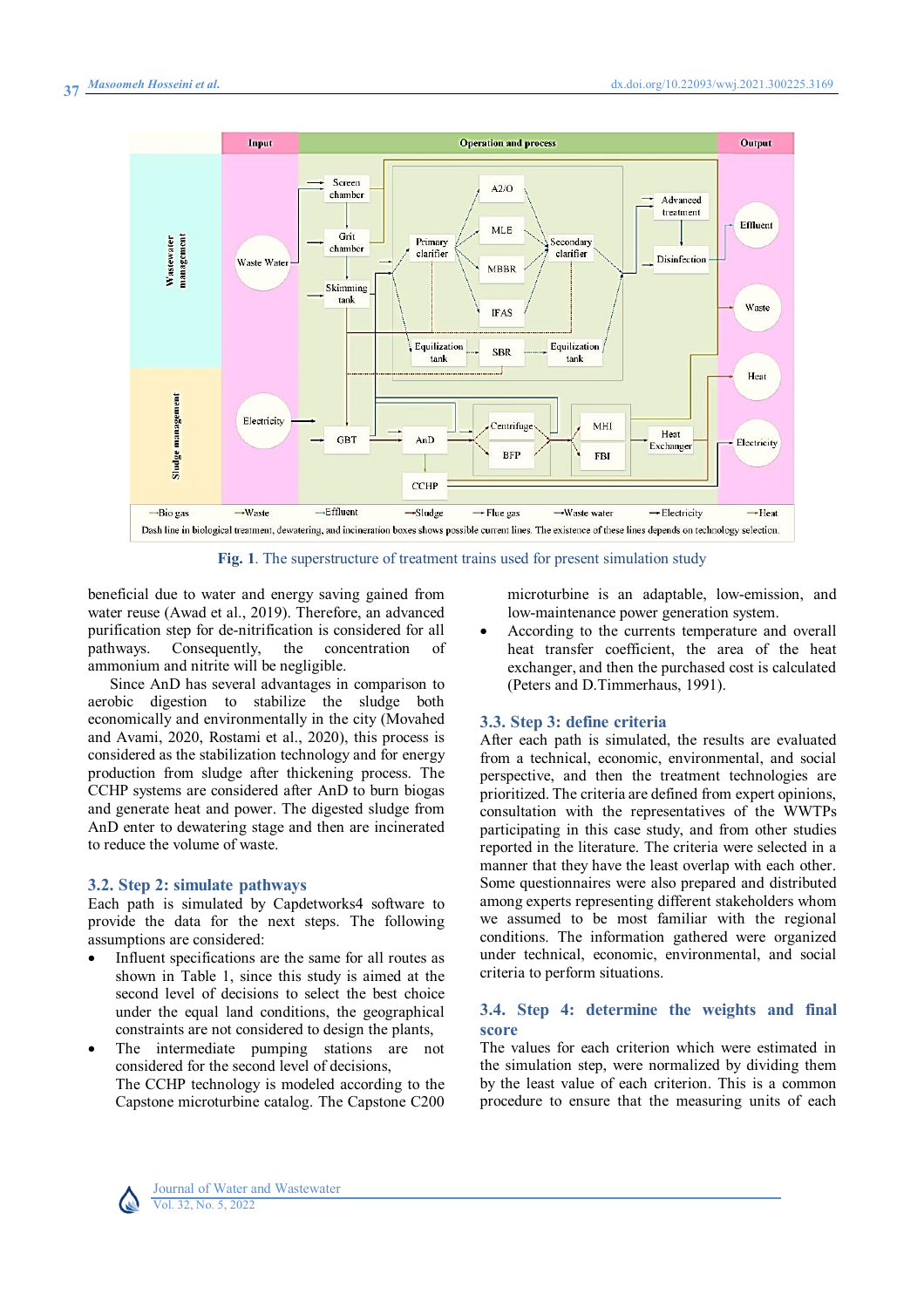**Fig. 1**. The superstructure of treatment trains used for present simulation study

beneficial due to water and energy saving gained from water reuse (Awad et al., 2019). Therefore, an advanced purification step for de-nitrification is considered for all pathways. Consequently, the concentration of ammonium and nitrite will be negligible.

Since AnD has several advantages in comparison to aerobic digestion to stabilize the sludge both economically and environmentally in the city (Movahed and Avami, 2020, Rostami et al., 2020), this process is considered as the stabilization technology and for energy production from sludge after thickening process. The CCHP systems are considered after AnD to burn biogas and generate heat and power. The digested sludge from AnD enter to dewatering stage and then are incinerated to reduce the volume of waste.

## 3.2. Step 2: simulate pathways

Each path is simulated by Capdetworks4 software to provide the data for the next steps. The following assumptions are considered:

- Influent specifications are the same for all routes as shown in Table 1, since this study is aimed at the second level of decisions to select the best choice under the equal land conditions, the geographical constraints are not considered to design the plants,
- The intermediate pumping stations are not considered for the second level of decisions,

  The CCHP technology is modeled according to the Capstone microturbine catalog. The Capstone C200 microturbine is an adaptable, low-emission, and low-maintenance power generation system.
- According to the currents temperature and overall heat transfer coefficient, the area of the heat exchanger, and then the purchased cost is calculated (Peters and D.Timmerhaus, 1991).

## 3.3. Step 3: define criteria

After each path is simulated, the results are evaluated from a technical, economic, environmental, and social perspective, and then the treatment technologies are prioritized. The criteria are defined from expert opinions, consultation with the representatives of the WWTPs participating in this case study, and from other studies reported in the literature. The criteria were selected in a manner that they have the least overlap with each other. Some questionnaires were also prepared and distributed among experts representing different stakeholders whom we assumed to be most familiar with the regional conditions. The information gathered were organized under technical, economic, environmental, and social criteria to perform situations.

## 3.4. Step 4: determine the weights and final score

The values for each criterion which were estimated in the simulation step, were normalized by dividing them by the least value of each criterion. This is a common procedure to ensure that the measuring units of each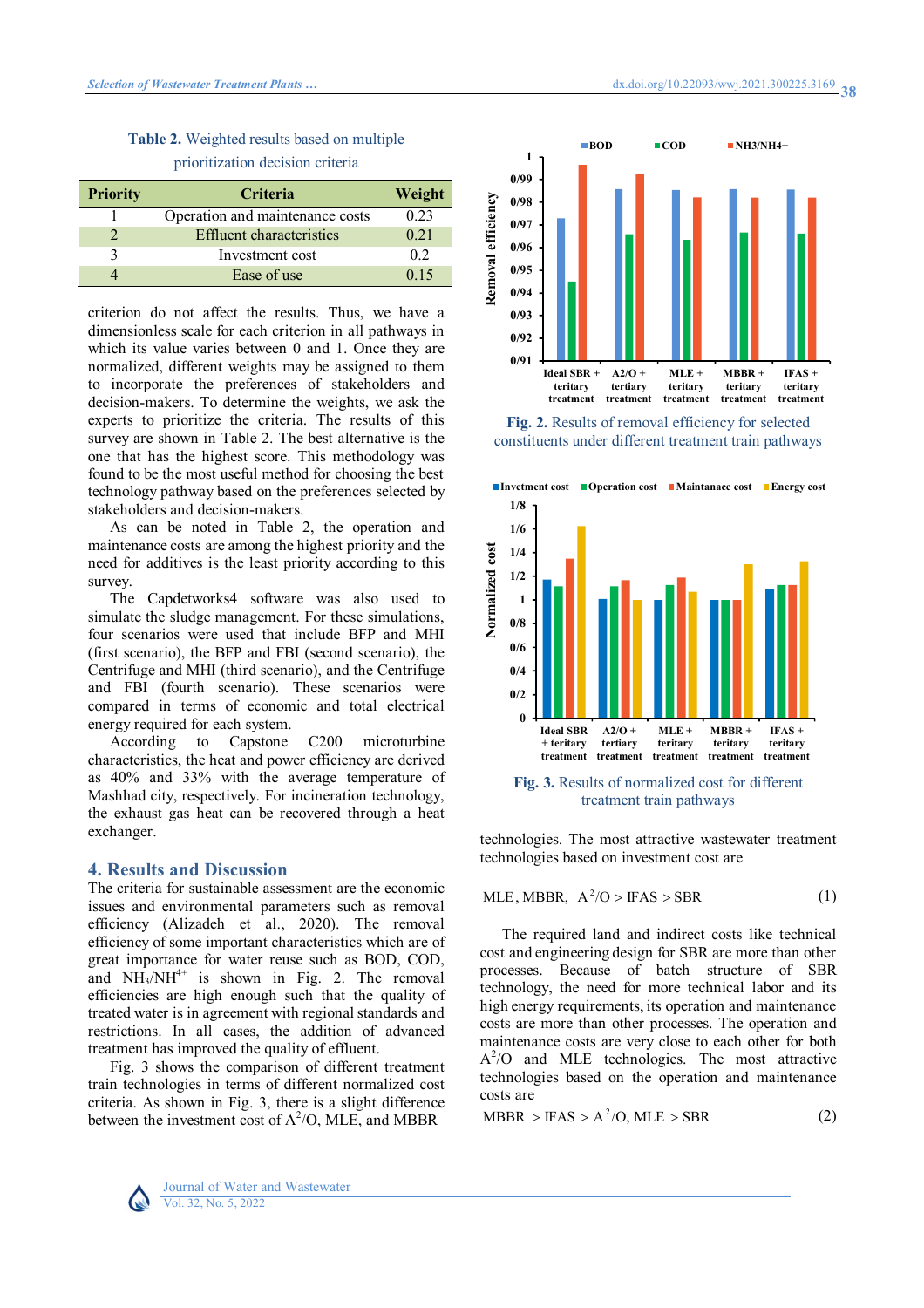**Table 2.** Weighted results based on multiple prioritization decision criteria

| Priority | Criteria | Weight |
|---|---|---|
| 1 | Operation and maintenance costs | 0.23 |
| 2 | Effluent characteristics | 0.21 |
| 3 | Investment cost | 0.2 |
| 4 | Ease of use | 0.15 |

criterion do not affect the results. Thus, we have a dimensionless scale for each criterion in all pathways in which its value varies between 0 and 1. Once they are normalized, different weights may be assigned to them to incorporate the preferences of stakeholders and decision-makers. To determine the weights, we ask the experts to prioritize the criteria. The results of this survey are shown in Table 2. The best alternative is the one that has the highest score. This methodology was found to be the most useful method for choosing the best technology pathway based on the preferences selected by stakeholders and decision-makers.

As can be noted in Table 2, the operation and maintenance costs are among the highest priority and the need for additives is the least priority according to this survey.

The Capdetworks4 software was also used to simulate the sludge management. For these simulations, four scenarios were used that include BFP and MHI (first scenario), the BFP and FBI (second scenario), the Centrifuge and MHI (third scenario), and the Centrifuge and FBI (fourth scenario). These scenarios were compared in terms of economic and total electrical energy required for each system.

According to Capstone C200 microturbine characteristics, the heat and power efficiency are derived as 40% and 33% with the average temperature of Mashhad city, respectively. For incineration technology, the exhaust gas heat can be recovered through a heat exchanger.

## 4. Results and Discussion

The criteria for sustainable assessment are the economic issues and environmental parameters such as removal efficiency (Alizadeh et al., 2020). The removal efficiency of some important characteristics which are of great importance for water reuse such as BOD, COD, and $NH_3/NH^{4+}$ is shown in Fig. 2. The removal efficiencies are high enough such that the quality of treated water is in agreement with regional standards and restrictions. In all cases, the addition of advanced treatment has improved the quality of effluent.

Fig. 3 shows the comparison of different treatment train technologies in terms of different normalized cost criteria. As shown in Fig. 3, there is a slight difference between the investment cost of $A^2/O$, MLE, and MBBR

**Fig. 2.** Results of removal efficiency for selected constituents under different treatment train pathways

**Fig. 3.** Results of normalized cost for different treatment train pathways

technologies. The most attractive wastewater treatment technologies based on investment cost are

$$\text{MLE, MBBR, } A^2/O > \text{IFAS} > \text{SBR} \quad (1)$$

The required land and indirect costs like technical cost and engineering design for SBR are more than other processes. Because of batch structure of SBR technology, the need for more technical labor and its high energy requirements, its operation and maintenance costs are more than other processes. The operation and maintenance costs are very close to each other for both $A^2/O$ and MLE technologies. The most attractive technologies based on the operation and maintenance costs are

$$\text{MBBR} > \text{IFAS} > A^2/O\text{, MLE} > \text{SBR} \quad (2)$$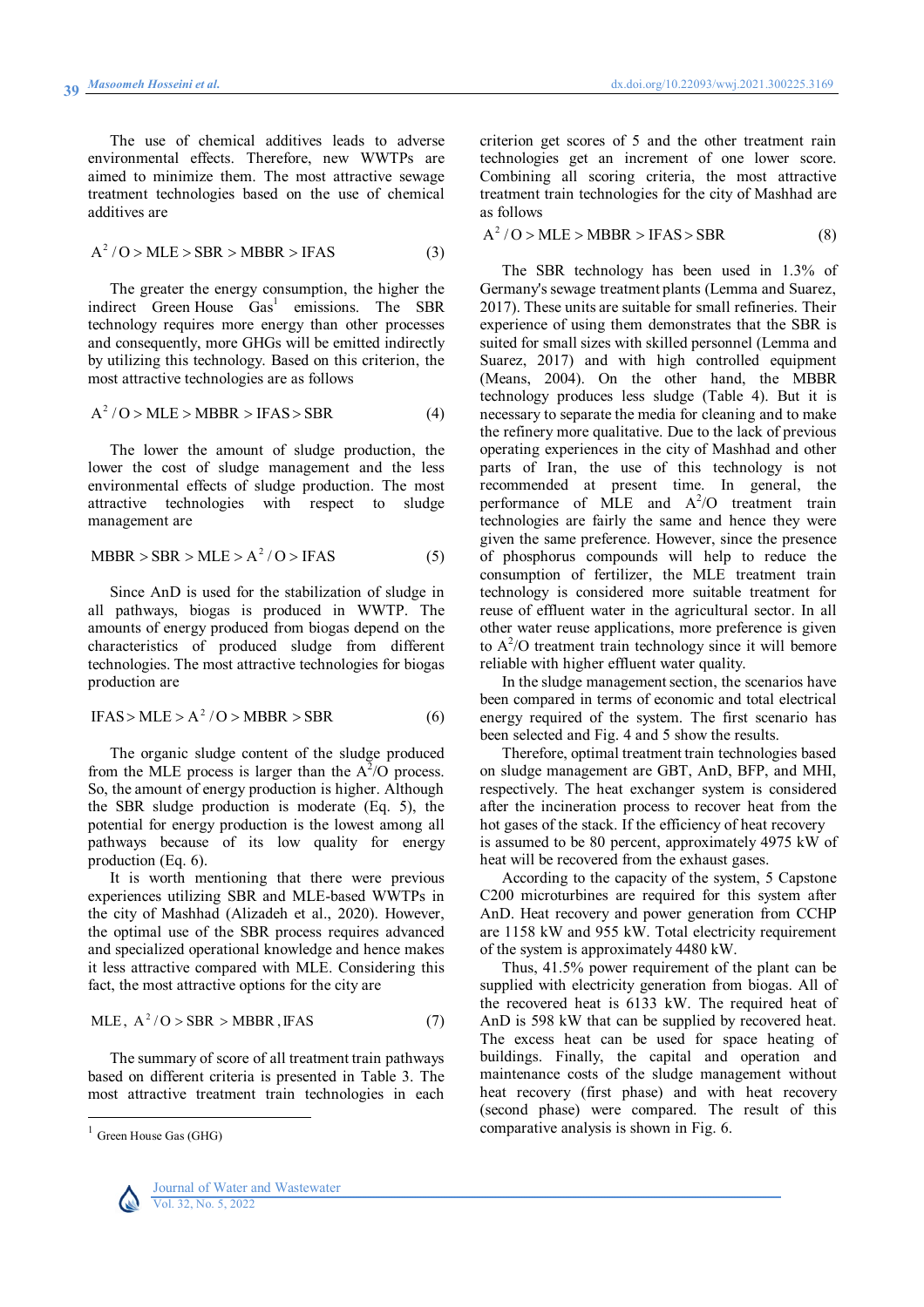The use of chemical additives leads to adverse environmental effects. Therefore, new WWTPs are aimed to minimize them. The most attractive sewage treatment technologies based on the use of chemical additives are

$$A^2/O > MLE > SBR > MBBR > IFAS \tag{3}$$

The greater the energy consumption, the higher the indirect Green House Gas[1] emissions. The SBR technology requires more energy than other processes and consequently, more GHGs will be emitted indirectly by utilizing this technology. Based on this criterion, the most attractive technologies are as follows

$$A^2/O > MLE > MBBR > IFAS > SBR \tag{4}$$

The lower the amount of sludge production, the lower the cost of sludge management and the less environmental effects of sludge production. The most attractive technologies with respect to sludge management are

$$MBBR > SBR > MLE > A^2/O > IFAS \tag{5}$$

Since AnD is used for the stabilization of sludge in all pathways, biogas is produced in WWTP. The amounts of energy produced from biogas depend on the characteristics of produced sludge from different technologies. The most attractive technologies for biogas production are

$$IFAS > MLE > A^2/O > MBBR > SBR \tag{6}$$

The organic sludge content of the sludge produced from the MLE process is larger than the $A^2/O$ process. So, the amount of energy production is higher. Although the SBR sludge production is moderate (Eq. 5), the potential for energy production is the lowest among all pathways because of its low quality for energy production (Eq. 6).

It is worth mentioning that there were previous experiences utilizing SBR and MLE-based WWTPs in the city of Mashhad (Alizadeh et al., 2020). However, the optimal use of the SBR process requires advanced and specialized operational knowledge and hence makes it less attractive compared with MLE. Considering this fact, the most attractive options for the city are

$$MLE,\ A^2/O > SBR > MBBR,\ IFAS \tag{7}$$

The summary of score of all treatment train pathways based on different criteria is presented in Table 3. The most attractive treatment train technologies in each criterion get scores of 5 and the other treatment rain technologies get an increment of one lower score. Combining all scoring criteria, the most attractive treatment train technologies for the city of Mashhad are as follows

$$A^2/O > MLE > MBBR > IFAS > SBR \tag{8}$$

The SBR technology has been used in 1.3% of Germany's sewage treatment plants (Lemma and Suarez, 2017). These units are suitable for small refineries. Their experience of using them demonstrates that the SBR is suited for small sizes with skilled personnel (Lemma and Suarez, 2017) and with high controlled equipment (Means, 2004). On the other hand, the MBBR technology produces less sludge (Table 4). But it is necessary to separate the media for cleaning and to make the refinery more qualitative. Due to the lack of previous operating experiences in the city of Mashhad and other parts of Iran, the use of this technology is not recommended at present time. In general, the performance of MLE and $A^2/O$ treatment train technologies are fairly the same and hence they were given the same preference. However, since the presence of phosphorus compounds will help to reduce the consumption of fertilizer, the MLE treatment train technology is considered more suitable treatment for reuse of effluent water in the agricultural sector. In all other water reuse applications, more preference is given to $A^2/O$ treatment train technology since it will bemore reliable with higher effluent water quality.

In the sludge management section, the scenarios have been compared in terms of economic and total electrical energy required of the system. The first scenario has been selected and Fig. 4 and 5 show the results.

Therefore, optimal treatment train technologies based on sludge management are GBT, AnD, BFP, and MHI, respectively. The heat exchanger system is considered after the incineration process to recover heat from the hot gases of the stack. If the efficiency of heat recovery is assumed to be 80 percent, approximately 4975 kW of heat will be recovered from the exhaust gases.

According to the capacity of the system, 5 Capstone C200 microturbines are required for this system after AnD. Heat recovery and power generation from CCHP are 1158 kW and 955 kW. Total electricity requirement of the system is approximately 4480 kW.

Thus, 41.5% power requirement of the plant can be supplied with electricity generation from biogas. All of the recovered heat is 6133 kW. The required heat of AnD is 598 kW that can be supplied by recovered heat. The excess heat can be used for space heating of buildings. Finally, the capital and operation and maintenance costs of the sludge management without heat recovery (first phase) and with heat recovery (second phase) were compared. The result of this comparative analysis is shown in Fig. 6.

---

[1] Green House Gas (GHG)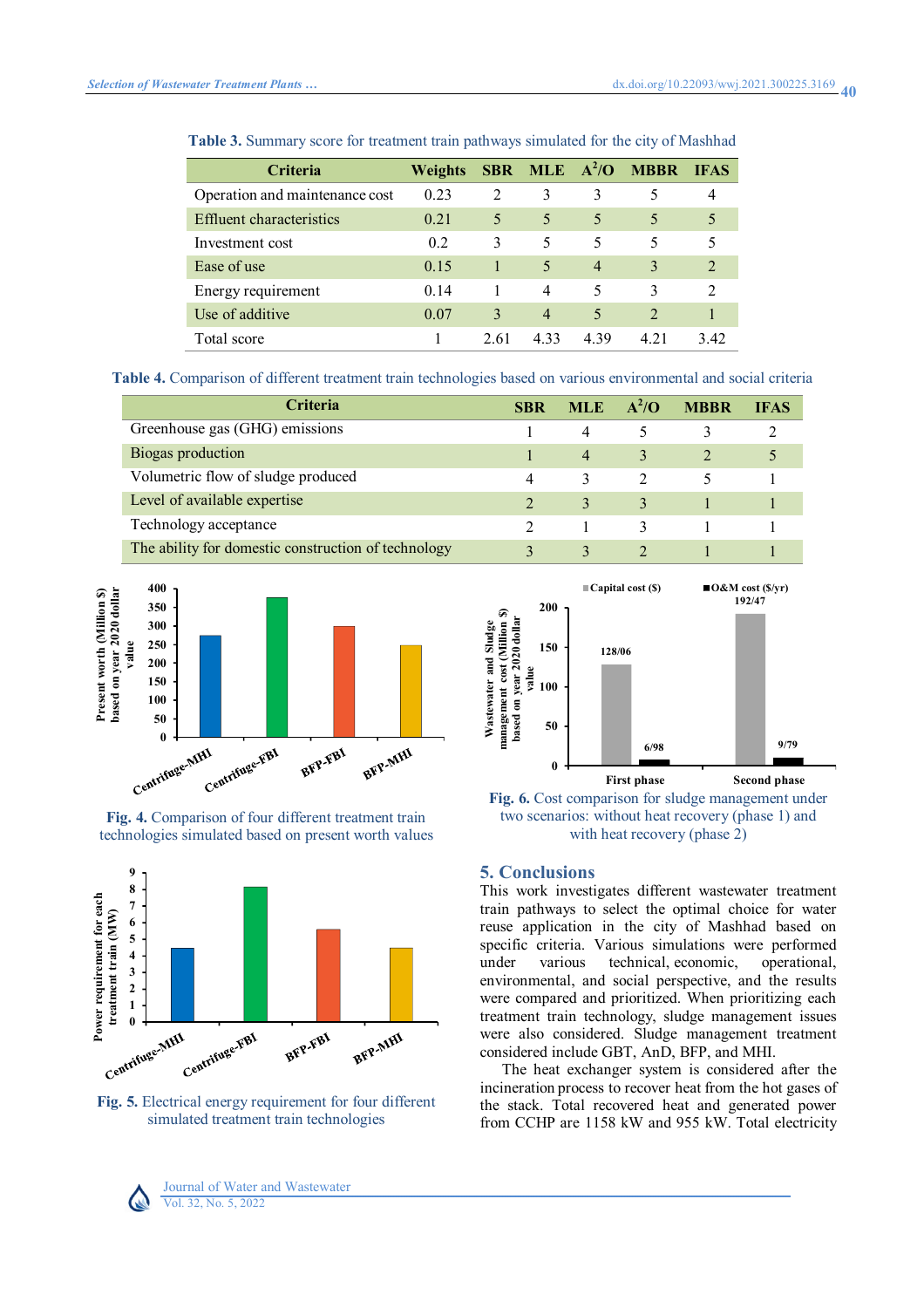**Table 3.** Summary score for treatment train pathways simulated for the city of Mashhad

| Criteria | Weights | SBR | MLE | $A^2/O$ | MBBR | IFAS |
|---|---|---|---|---|---|---|
| Operation and maintenance cost | 0.23 | 2 | 3 | 3 | 5 | 4 |
| Effluent characteristics | 0.21 | 5 | 5 | 5 | 5 | 5 |
| Investment cost | 0.2 | 3 | 5 | 5 | 5 | 5 |
| Ease of use | 0.15 | 1 | 5 | 4 | 3 | 2 |
| Energy requirement | 0.14 | 1 | 4 | 5 | 3 | 2 |
| Use of additive | 0.07 | 3 | 4 | 5 | 2 | 1 |
| Total score | 1 | 2.61 | 4.33 | 4.39 | 4.21 | 3.42 |

**Table 4.** Comparison of different treatment train technologies based on various environmental and social criteria

| Criteria | SBR | MLE | $A^2/O$ | MBBR | IFAS |
|---|---|---|---|---|---|
| Greenhouse gas (GHG) emissions | 1 | 4 | 5 | 3 | 2 |
| Biogas production | 1 | 4 | 3 | 2 | 5 |
| Volumetric flow of sludge produced | 4 | 3 | 2 | 5 | 1 |
| Level of available expertise | 2 | 3 | 3 | 1 | 1 |
| Technology acceptance | 2 | 1 | 3 | 1 | 1 |
| The ability for domestic construction of technology | 3 | 3 | 2 | 1 | 1 |

**Fig. 4.** Comparison of four different treatment train technologies simulated based on present worth values

**Fig. 6.** Cost comparison for sludge management under two scenarios: without heat recovery (phase 1) and with heat recovery (phase 2)

**Fig. 5.** Electrical energy requirement for four different simulated treatment train technologies

## 5. Conclusions

This work investigates different wastewater treatment train pathways to select the optimal choice for water reuse application in the city of Mashhad based on specific criteria. Various simulations were performed under various technical, economic, operational, environmental, and social perspective, and the results were compared and prioritized. When prioritizing each treatment train technology, sludge management issues were also considered. Sludge management treatment train considered include GBT, AnD, BFP, and MHI.

The heat exchanger system is considered after the incineration process to recover heat from the hot gases of the stack. Total recovered heat and generated power from CCHP are 1158 kW and 955 kW. Total electricity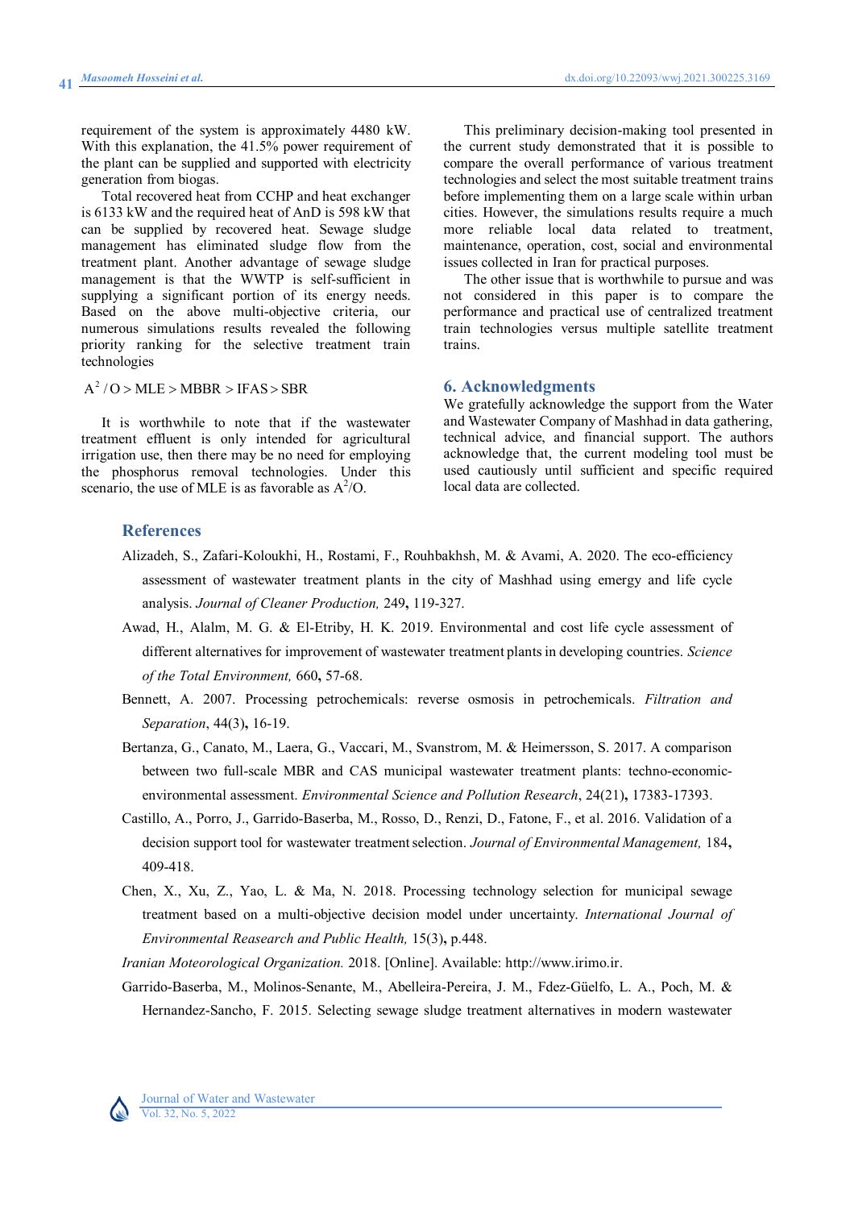requirement of the system is approximately 4480 kW. With this explanation, the 41.5% power requirement of the plant can be supplied and supported with electricity generation from biogas.

Total recovered heat from CCHP and heat exchanger is 6133 kW and the required heat of AnD is 598 kW that can be supplied by recovered heat. Sewage sludge management has eliminated sludge flow from the treatment plant. Another advantage of sewage sludge management is that the WWTP is self-sufficient in supplying a significant portion of its energy needs. Based on the above multi-objective criteria, our numerous simulations results revealed the following priority ranking for the selective treatment train technologies

$$A^2/O > MLE > MBBR > IFAS > SBR$$

It is worthwhile to note that if the wastewater treatment effluent is only intended for agricultural irrigation use, then there may be no need for employing the phosphorus removal technologies. Under this scenario, the use of MLE is as favorable as $A^2/O$.

This preliminary decision-making tool presented in the current study demonstrated that it is possible to compare the overall performance of various treatment technologies and select the most suitable treatment trains before implementing them on a large scale within urban cities. However, the simulations results require a much more reliable local data related to treatment, maintenance, operation, cost, social and environmental issues collected in Iran for practical purposes.

The other issue that is worthwhile to pursue and was not considered in this paper is to compare the performance and practical use of centralized treatment train technologies versus multiple satellite treatment trains.

## 6. Acknowledgments

We gratefully acknowledge the support from the Water and Wastewater Company of Mashhad in data gathering, technical advice, and financial support. The authors acknowledge that, the current modeling tool must be used cautiously until sufficient and specific required local data are collected.

## References

Alizadeh, S., Zafari-Koloukhi, H., Rostami, F., Rouhbakhsh, M. & Avami, A. 2020. The eco-efficiency assessment of wastewater treatment plants in the city of Mashhad using emergy and life cycle analysis. *Journal of Cleaner Production,* 249**,** 119-327.

Awad, H., Alalm, M. G. & El-Etriby, H. K. 2019. Environmental and cost life cycle assessment of different alternatives for improvement of wastewater treatment plants in developing countries. *Science of the Total Environment,* 660**,** 57-68.

Bennett, A. 2007. Processing petrochemicals: reverse osmosis in petrochemicals. *Filtration and Separation*, 44(3)**,** 16-19.

Bertanza, G., Canato, M., Laera, G., Vaccari, M., Svanstrom, M. & Heimersson, S. 2017. A comparison between two full-scale MBR and CAS municipal wastewater treatment plants: techno-economic-environmental assessment. *Environmental Science and Pollution Research*, 24(21)**,** 17383-17393.

Castillo, A., Porro, J., Garrido-Baserba, M., Rosso, D., Renzi, D., Fatone, F., et al. 2016. Validation of a decision support tool for wastewater treatment selection. *Journal of Environmental Management,* 184**,** 409-418.

Chen, X., Xu, Z., Yao, L. & Ma, N. 2018. Processing technology selection for municipal sewage treatment based on a multi-objective decision model under uncertainty. *International Journal of Environmental Reasearch and Public Health,* 15(3)**,** p.448.

*Iranian Moteorological Organization.* 2018. [Online]. Available: http://www.irimo.ir.

Garrido-Baserba, M., Molinos-Senante, M., Abelleira-Pereira, J. M., Fdez-Güelfo, L. A., Poch, M. & Hernandez-Sancho, F. 2015. Selecting sewage sludge treatment alternatives in modern wastewater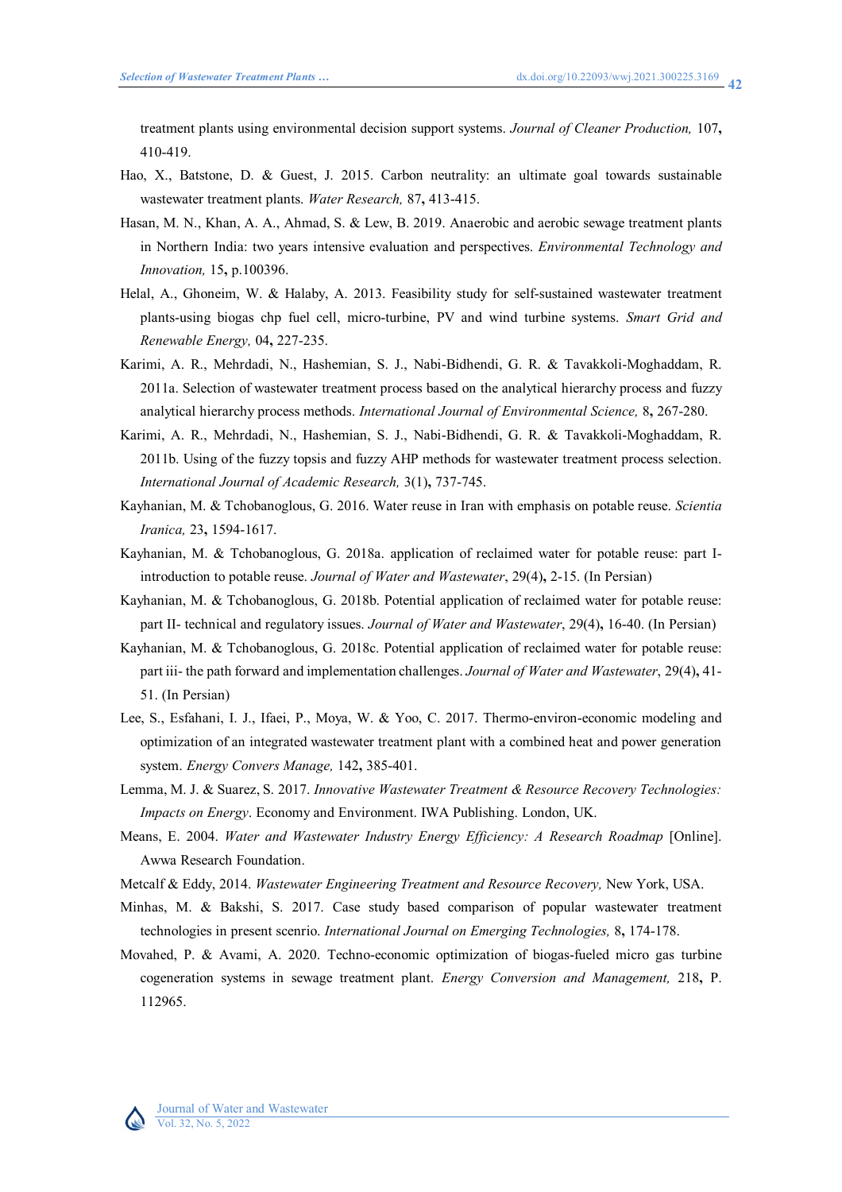treatment plants using environmental decision support systems. *Journal of Cleaner Production,* 107**,** 410-419.

Hao, X., Batstone, D. & Guest, J. 2015. Carbon neutrality: an ultimate goal towards sustainable wastewater treatment plants. *Water Research,* 87**,** 413-415.

Hasan, M. N., Khan, A. A., Ahmad, S. & Lew, B. 2019. Anaerobic and aerobic sewage treatment plants in Northern India: two years intensive evaluation and perspectives. *Environmental Technology and Innovation,* 15**,** p.100396.

Helal, A., Ghoneim, W. & Halaby, A. 2013. Feasibility study for self-sustained wastewater treatment plants-using biogas chp fuel cell, micro-turbine, PV and wind turbine systems. *Smart Grid and Renewable Energy,* 04**,** 227-235.

Karimi, A. R., Mehrdadi, N., Hashemian, S. J., Nabi-Bidhendi, G. R. & Tavakkoli-Moghaddam, R. 2011a. Selection of wastewater treatment process based on the analytical hierarchy process and fuzzy analytical hierarchy process methods. *International Journal of Environmental Science,* 8**,** 267-280.

Karimi, A. R., Mehrdadi, N., Hashemian, S. J., Nabi-Bidhendi, G. R. & Tavakkoli-Moghaddam, R. 2011b. Using of the fuzzy topsis and fuzzy AHP methods for wastewater treatment process selection. *International Journal of Academic Research,* 3(1)**,** 737-745.

Kayhanian, M. & Tchobanoglous, G. 2016. Water reuse in Iran with emphasis on potable reuse. *Scientia Iranica,* 23**,** 1594-1617.

Kayhanian, M. & Tchobanoglous, G. 2018a. application of reclaimed water for potable reuse: part I- introduction to potable reuse. *Journal of Water and Wastewater*, 29(4)**,** 2-15. (In Persian)

Kayhanian, M. & Tchobanoglous, G. 2018b. Potential application of reclaimed water for potable reuse: part II- technical and regulatory issues. *Journal of Water and Wastewater*, 29(4)**,** 16-40. (In Persian)

Kayhanian, M. & Tchobanoglous, G. 2018c. Potential application of reclaimed water for potable reuse: part iii- the path forward and implementation challenges. *Journal of Water and Wastewater*, 29(4)**,** 41-51. (In Persian)

Lee, S., Esfahani, I. J., Ifaei, P., Moya, W. & Yoo, C. 2017. Thermo-environ-economic modeling and optimization of an integrated wastewater treatment plant with a combined heat and power generation system. *Energy Convers Manage,* 142**,** 385-401.

Lemma, M. J. & Suarez, S. 2017. *Innovative Wastewater Treatment & Resource Recovery Technologies: Impacts on Energy*. Economy and Environment. IWA Publishing. London, UK.

Means, E. 2004. *Water and Wastewater Industry Energy Efficiency: A Research Roadmap* [Online]. Awwa Research Foundation.

Metcalf & Eddy, 2014. *Wastewater Engineering Treatment and Resource Recovery,* New York, USA.

Minhas, M. & Bakshi, S. 2017. Case study based comparison of popular wastewater treatment technologies in present scenrio. *International Journal on Emerging Technologies,* 8**,** 174-178.

Movahed, P. & Avami, A. 2020. Techno-economic optimization of biogas-fueled micro gas turbine cogeneration systems in sewage treatment plant. *Energy Conversion and Management,* 218**,** P. 112965.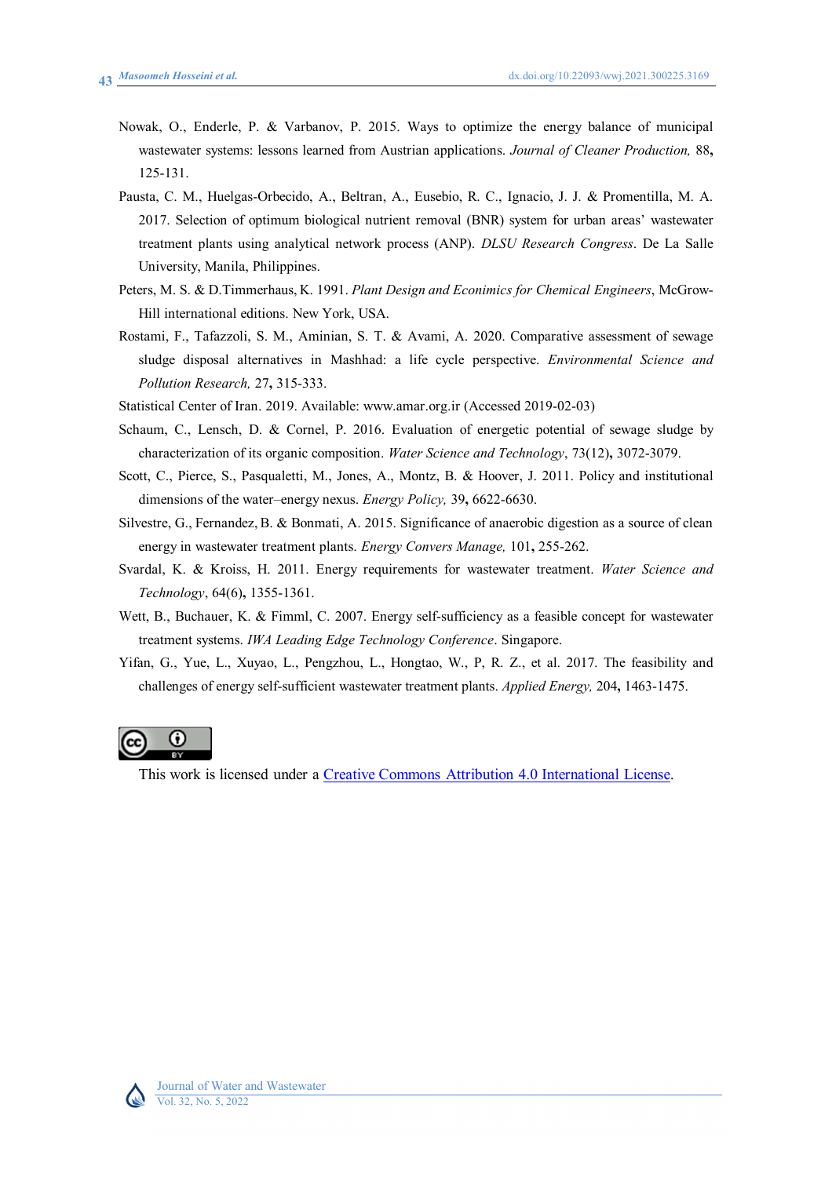Nowak, O., Enderle, P. & Varbanov, P. 2015. Ways to optimize the energy balance of municipal wastewater systems: lessons learned from Austrian applications. *Journal of Cleaner Production,* 88**,** 125-131.

Pausta, C. M., Huelgas-Orbecido, A., Beltran, A., Eusebio, R. C., Ignacio, J. J. & Promentilla, M. A. 2017. Selection of optimum biological nutrient removal (BNR) system for urban areas' wastewater treatment plants using analytical network process (ANP). *DLSU Research Congress*. De La Salle University, Manila, Philippines.

Peters, M. S. & D.Timmerhaus, K. 1991. *Plant Design and Econimics for Chemical Engineers*, McGrow-Hill international editions. New York, USA.

Rostami, F., Tafazzoli, S. M., Aminian, S. T. & Avami, A. 2020. Comparative assessment of sewage sludge disposal alternatives in Mashhad: a life cycle perspective. *Environmental Science and Pollution Research,* 27**,** 315-333.

Statistical Center of Iran. 2019. Available: www.amar.org.ir (Accessed 2019-02-03)

Schaum, C., Lensch, D. & Cornel, P. 2016. Evaluation of energetic potential of sewage sludge by characterization of its organic composition. *Water Science and Technology*, 73(12)**,** 3072-3079.

Scott, C., Pierce, S., Pasqualetti, M., Jones, A., Montz, B. & Hoover, J. 2011. Policy and institutional dimensions of the water–energy nexus. *Energy Policy,* 39**,** 6622-6630.

Silvestre, G., Fernandez, B. & Bonmati, A. 2015. Significance of anaerobic digestion as a source of clean energy in wastewater treatment plants. *Energy Convers Manage,* 101**,** 255-262.

Svardal, K. & Kroiss, H. 2011. Energy requirements for wastewater treatment. *Water Science and Technology*, 64(6)**,** 1355-1361.

Wett, B., Buchauer, K. & Fimml, C. 2007. Energy self-sufficiency as a feasible concept for wastewater treatment systems. *IWA Leading Edge Technology Conference*. Singapore.

Yifan, G., Yue, L., Xuyao, L., Pengzhou, L., Hongtao, W., P, R. Z., et al. 2017. The feasibility and challenges of energy self-sufficient wastewater treatment plants. *Applied Energy,* 204**,** 1463-1475.

This work is licensed under a Creative Commons Attribution 4.0 International License.